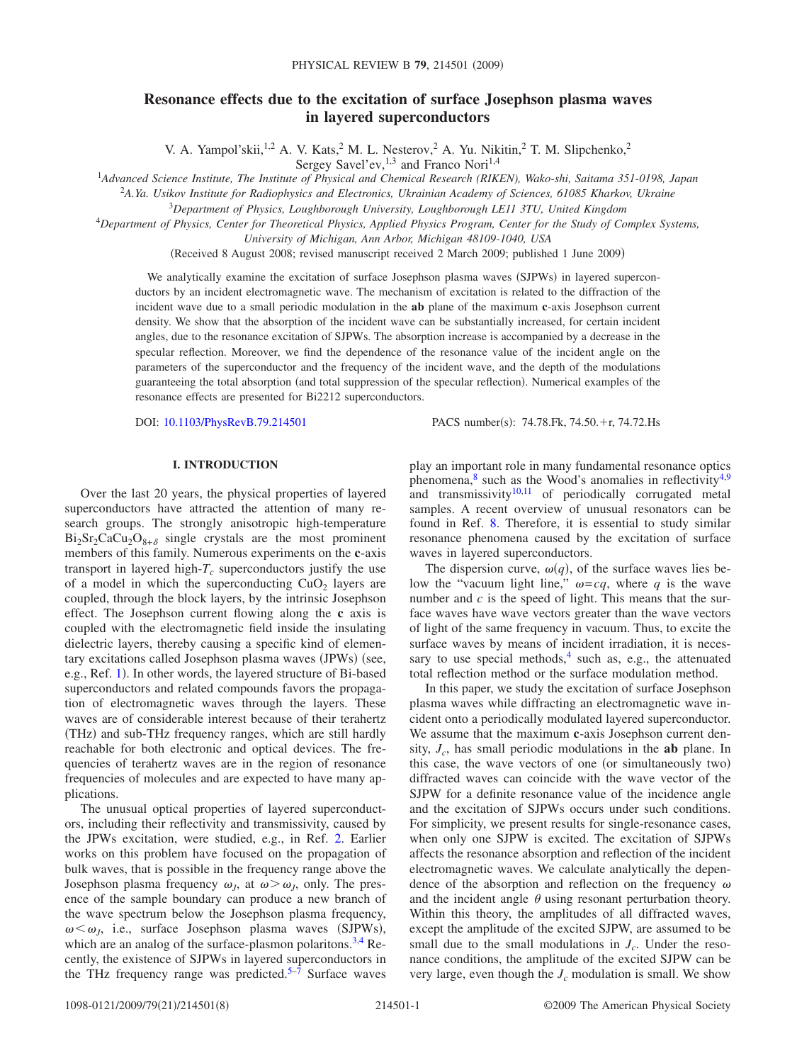# Resonance effects due to the excitation of surface Josephson plasma waves in layered superconductors

V. A. Yampol'skii,[1,2] A. V. Kats,[2] M. L. Nesterov,[2] A. Yu. Nikitin,[2] T. M. Slipchenko,[2] Sergey Savel'ev,[1,3] and Franco Nori[1,4]

[1]*Advanced Science Institute, The Institute of Physical and Chemical Research (RIKEN), Wako-shi, Saitama 351-0198, Japan*
[2]*A.Ya. Usikov Institute for Radiophysics and Electronics, Ukrainian Academy of Sciences, 61085 Kharkov, Ukraine*
[3]*Department of Physics, Loughborough University, Loughborough LE11 3TU, United Kingdom*
[4]*Department of Physics, Center for Theoretical Physics, Applied Physics Program, Center for the Study of Complex Systems, University of Michigan, Ann Arbor, Michigan 48109-1040, USA*

(Received 8 August 2008; revised manuscript received 2 March 2009; published 1 June 2009)

We analytically examine the excitation of surface Josephson plasma waves (SJPWs) in layered superconductors by an incident electromagnetic wave. The mechanism of excitation is related to the diffraction of the incident wave due to a small periodic modulation in the **ab** plane of the maximum **c**-axis Josephson current density. We show that the absorption of the incident wave can be substantially increased, for certain incident angles, due to the resonance excitation of SJPWs. The absorption increase is accompanied by a decrease in the specular reflection. Moreover, we find the dependence of the resonance value of the incident angle on the parameters of the superconductor and the frequency of the incident wave, and the depth of the modulations guaranteeing the total absorption (and total suppression of the specular reflection). Numerical examples of the resonance effects are presented for Bi2212 superconductors.

DOI: 10.1103/PhysRevB.79.214501 PACS number(s): 74.78.Fk, 74.50.+r, 74.72.Hs

## I. INTRODUCTION

Over the last 20 years, the physical properties of layered superconductors have attracted the attention of many research groups. The strongly anisotropic high-temperature $Bi_2Sr_2CaCu_2O_{8+\delta}$ single crystals are the most prominent members of this family. Numerous experiments on the **c**-axis transport in layered high-$T_c$ superconductors justify the use of a model in which the superconducting $CuO_2$ layers are coupled, through the block layers, by the intrinsic Josephson effect. The Josephson current flowing along the **c** axis is coupled with the electromagnetic field inside the insulating dielectric layers, thereby causing a specific kind of elementary excitations called Josephson plasma waves (JPWs) (see, e.g., Ref. 1). In other words, the layered structure of Bi-based superconductors and related compounds favors the propagation of electromagnetic waves through the layers. These waves are of considerable interest because of their terahertz (THz) and sub-THz frequency ranges, which are still hardly reachable for both electronic and optical devices. The frequencies of terahertz waves are in the region of resonance frequencies of molecules and are expected to have many applications.

The unusual optical properties of layered superconductors, including their reflectivity and transmissivity, caused by the JPWs excitation, were studied, e.g., in Ref. 2. Earlier works on this problem have focused on the propagation of bulk waves, that is possible in the frequency range above the Josephson plasma frequency $\omega_J$, at $\omega > \omega_J$, only. The presence of the sample boundary can produce a new branch of the wave spectrum below the Josephson plasma frequency, $\omega < \omega_J$, i.e., surface Josephson plasma waves (SJPWs), which are an analog of the surface-plasmon polaritons.[3,4] Recently, the existence of SJPWs in layered superconductors in the THz frequency range was predicted.[5–7] Surface waves play an important role in many fundamental resonance optics phenomena,[8] such as the Wood's anomalies in reflectivity[4,9] and transmissivity[10,11] of periodically corrugated metal samples. A recent overview of unusual resonators can be found in Ref. 8. Therefore, it is essential to study similar resonance phenomena caused by the excitation of surface waves in layered superconductors.

The dispersion curve, $\omega(q)$, of the surface waves lies below the "vacuum light line," $\omega = cq$, where $q$ is the wave number and $c$ is the speed of light. This means that the surface waves have wave vectors greater than the wave vectors of light of the same frequency in vacuum. Thus, to excite the surface waves by means of incident irradiation, it is necessary to use special methods,[4] such as, e.g., the attenuated total reflection method or the surface modulation method.

In this paper, we study the excitation of surface Josephson plasma waves while diffracting an electromagnetic wave incident onto a periodically modulated layered superconductor. We assume that the maximum **c**-axis Josephson current density, $J_c$, has small periodic modulations in the **ab** plane. In this case, the wave vectors of one (or simultaneously two) diffracted waves can coincide with the wave vector of the SJPW for a definite resonance value of the incidence angle and the excitation of SJPWs occurs under such conditions. For simplicity, we present results for single-resonance cases, when only one SJPW is excited. The excitation of SJPWs affects the resonance absorption and reflection of the incident electromagnetic waves. We calculate analytically the dependence of the absorption and reflection on the frequency $\omega$ and the incident angle $\theta$ using resonant perturbation theory. Within this theory, the amplitudes of all diffracted waves, except the amplitude of the excited SJPW, are assumed to be small due to the small modulations in $J_c$. Under the resonance conditions, the amplitude of the excited SJPW can be very large, even though the $J_c$ modulation is small. We show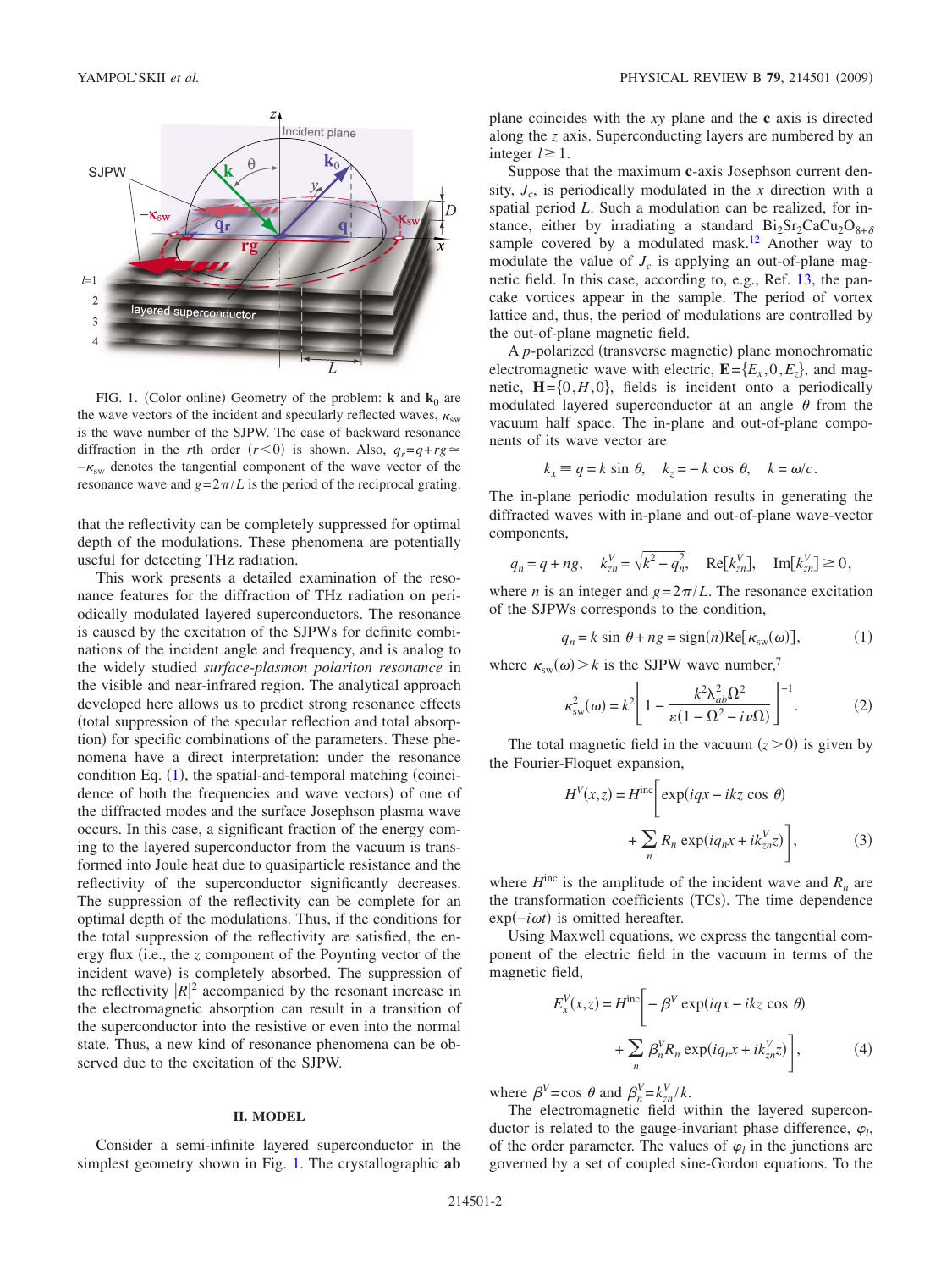FIG. 1. (Color online) Geometry of the problem: $\mathbf{k}$ and $\mathbf{k}_0$ are the wave vectors of the incident and specularly reflected waves, $\kappa_{\rm sw}$ is the wave number of the SJPW. The case of backward resonance diffraction in the $r$th order ($r<0$) is shown. Also, $q_r=q+rg\simeq -\kappa_{\rm sw}$ denotes the tangential component of the wave vector of the resonance wave and $g=2\pi/L$ is the period of the reciprocal grating.

that the reflectivity can be completely suppressed for optimal depth of the modulations. These phenomena are potentially useful for detecting THz radiation.

This work presents a detailed examination of the resonance features for the diffraction of THz radiation on periodically modulated layered superconductors. The resonance is caused by the excitation of the SJPWs for definite combinations of the incident angle and frequency, and is analog to the widely studied *surface-plasmon polariton resonance* in the visible and near-infrared region. The analytical approach developed here allows us to predict strong resonance effects (total suppression of the specular reflection and total absorption) for specific combinations of the parameters. These phenomena have a direct interpretation: under the resonance condition Eq. (1), the spatial-and-temporal matching (coincidence of both the frequencies and wave vectors) of one of the diffracted modes and the surface Josephson plasma wave occurs. In this case, a significant fraction of the energy coming to the layered superconductor from the vacuum is transformed into Joule heat due to quasiparticle resistance and the reflectivity of the superconductor significantly decreases. The suppression of the reflectivity can be complete for an optimal depth of the modulations. Thus, if the conditions for the total suppression of the reflectivity are satisfied, the energy flux (i.e., the $z$ component of the Poynting vector of the incident wave) is completely absorbed. The suppression of the reflectivity $|R|^2$ accompanied by the resonant increase in the electromagnetic absorption can result in a transition of the superconductor into the resistive or even into the normal state. Thus, a new kind of resonance phenomena can be observed due to the excitation of the SJPW.

## II. MODEL

Consider a semi-infinite layered superconductor in the simplest geometry shown in Fig. 1. The crystallographic **ab** plane coincides with the $xy$ plane and the **c** axis is directed along the $z$ axis. Superconducting layers are numbered by an integer $l\geq 1$.

Suppose that the maximum **c**-axis Josephson current density, $J_c$, is periodically modulated in the $x$ direction with a spatial period $L$. Such a modulation can be realized, for instance, either by irradiating a standard $Bi_2Sr_2CaCu_2O_{8+\delta}$ sample covered by a modulated mask.[12] Another way to modulate the value of $J_c$ is applying an out-of-plane magnetic field. In this case, according to, e.g., Ref. 13, the pancake vortices appear in the sample. The period of vortex lattice and, thus, the period of modulations are controlled by the out-of-plane magnetic field.

A $p$-polarized (transverse magnetic) plane monochromatic electromagnetic wave with electric, $\mathbf{E}=\{E_x,0,E_z\}$, and magnetic, $\mathbf{H}=\{0,H,0\}$, fields is incident onto a periodically modulated layered superconductor at an angle $\theta$ from the vacuum half space. The in-plane and out-of-plane components of its wave vector are

$$k_x\equiv q=k\sin\theta,\quad k_z=-k\cos\theta,\quad k=\omega/c.$$

The in-plane periodic modulation results in generating the diffracted waves with in-plane and out-of-plane wave-vector components,

$$q_n=q+ng,\quad k_{zn}^V=\sqrt{k^2-q_n^2},\quad \mathrm{Re}[k_{zn}^V],\quad \mathrm{Im}[k_{zn}^V]\geq 0,$$

where $n$ is an integer and $g=2\pi/L$. The resonance excitation of the SJPWs corresponds to the condition,

$$q_n=k\sin\theta+ng=\mathrm{sign}(n)\mathrm{Re}[\kappa_{\rm sw}(\omega)],\tag{1}$$

where $\kappa_{\rm sw}(\omega)>k$ is the SJPW wave number,[7]

$$\kappa_{\rm sw}^2(\omega)=k^2\left[1-\frac{k^2\lambda_{ab}^2\Omega^2}{\varepsilon(1-\Omega^2-i\nu\Omega)}\right]^{-1}.\tag{2}$$

The total magnetic field in the vacuum ($z>0$) is given by the Fourier-Floquet expansion,

$$H^V(x,z)=H^{\rm inc}\Bigg[\exp(iqx-ikz\cos\theta)+\sum_n R_n\exp(iq_nx+ik_{zn}^Vz)\Bigg],\tag{3}$$

where $H^{\rm inc}$ is the amplitude of the incident wave and $R_n$ are the transformation coefficients (TCs). The time dependence $\exp(-i\omega t)$ is omitted hereafter.

Using Maxwell equations, we express the tangential component of the electric field in the vacuum in terms of the magnetic field,

$$E_x^V(x,z)=H^{\rm inc}\Bigg[-\beta^V\exp(iqx-ikz\cos\theta)+\sum_n\beta_n^VR_n\exp(iq_nx+ik_{zn}^Vz)\Bigg],\tag{4}$$

where $\beta^V=\cos\theta$ and $\beta_n^V=k_{zn}^V/k$.

The electromagnetic field within the layered superconductor is related to the gauge-invariant phase difference, $\varphi_l$, of the order parameter. The values of $\varphi_l$ in the junctions are governed by a set of coupled sine-Gordon equations. To the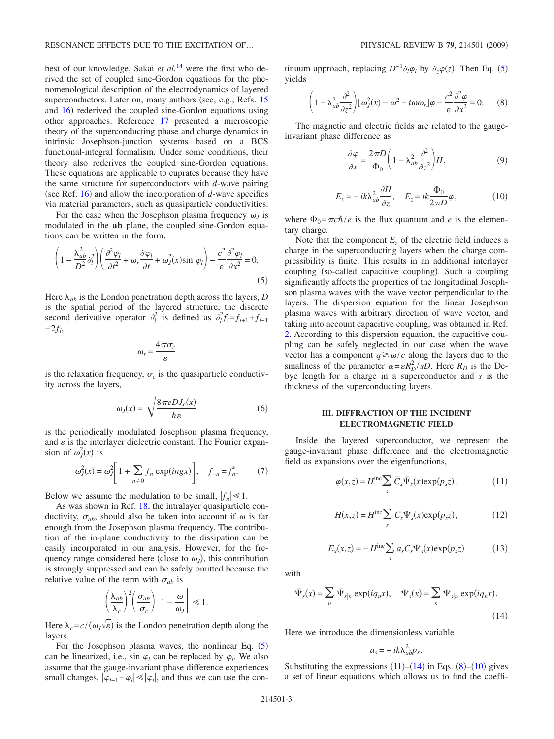best of our knowledge, Sakai *et al.*[14] were the first who derived the set of coupled sine-Gordon equations for the phenomenological description of the electrodynamics of layered superconductors. Later on, many authors (see, e.g., Refs. 15 and 16) rederived the coupled sine-Gordon equations using other approaches. Reference 17 presented a microscopic theory of the superconducting phase and charge dynamics in intrinsic Josephson-junction systems based on a BCS functional-integral formalism. Under some conditions, their theory also rederives the coupled sine-Gordon equations. These equations are applicable to cuprates because they have the same structure for superconductors with *d*-wave pairing (see Ref. 16) and allow the incorporation of *d*-wave specifics via material parameters, such as quasiparticle conductivities.

For the case when the Josephson plasma frequency $\omega_J$ is modulated in the **ab** plane, the coupled sine-Gordon equations can be written in the form,

$$\left(1-\frac{\lambda_{ab}^2}{D^2}\partial_l^2\right)\left(\frac{\partial^2\varphi_l}{\partial t^2}+\omega_r\frac{\partial\varphi_l}{\partial t}+\omega_J^2(x)\sin\varphi_l\right)-\frac{c^2}{\varepsilon}\frac{\partial^2\varphi_l}{\partial x^2}=0. \tag{5}$$

Here $\lambda_{ab}$ is the London penetration depth across the layers, $D$ is the spatial period of the layered structure, the discrete second derivative operator $\partial_l^2$ is defined as $\partial_l^2 f_l = f_{l+1}+f_{l-1}-2f_l$,

$$\omega_r = \frac{4\pi\sigma_c}{\varepsilon}$$

is the relaxation frequency, $\sigma_c$ is the quasiparticle conductivity across the layers,

$$\omega_J(x) = \sqrt{\frac{8\pi eDJ_c(x)}{\hbar\varepsilon}} \tag{6}$$

is the periodically modulated Josephson plasma frequency, and $\varepsilon$ is the interlayer dielectric constant. The Fourier expansion of $\omega_J^2(x)$ is

$$\omega_J^2(x) = \omega_J^2\left[1+\sum_{n\neq 0} f_n \exp(ingx)\right], \quad f_{-n}=f_n^*. \tag{7}$$

Below we assume the modulation to be small, $|f_n|\ll 1$.

As was shown in Ref. 18, the intralayer quasiparticle conductivity, $\sigma_{ab}$, should also be taken into account if $\omega$ is far enough from the Josephson plasma frequency. The contribution of the in-plane conductivity to the dissipation can be easily incorporated in our analysis. However, for the frequency range considered here (close to $\omega_J$), this contribution is strongly suppressed and can be safely omitted because the relative value of the term with $\sigma_{ab}$ is

$$\left(\frac{\lambda_{ab}}{\lambda_c}\right)^2\left(\frac{\sigma_{ab}}{\sigma_c}\right)\left|1-\frac{\omega}{\omega_J}\right| \ll 1.$$

Here $\lambda_c = c/(\omega_J\sqrt{\varepsilon})$ is the London penetration depth along the layers.

For the Josephson plasma waves, the nonlinear Eq. (5) can be linearized, i.e., $\sin\varphi_l$ can be replaced by $\varphi_l$. We also assume that the gauge-invariant phase difference experiences small changes, $|\varphi_{l+1}-\varphi_l|\ll|\varphi_l|$, and thus we can use the continuum approach, replacing $D^{-1}\partial_l\varphi_l$ by $\partial_z\varphi(z)$. Then Eq. (5) yields

$$\left(1-\lambda_{ab}^2\frac{\partial^2}{\partial z^2}\right)[\omega_J^2(x)-\omega^2-i\omega\omega_r]\varphi-\frac{c^2}{\varepsilon}\frac{\partial^2\varphi}{\partial x^2}=0. \tag{8}$$

The magnetic and electric fields are related to the gauge-invariant phase difference as

$$\frac{\partial\varphi}{\partial x} = \frac{2\pi D}{\Phi_0}\left(1-\lambda_{ab}^2\frac{\partial^2}{\partial z^2}\right)H, \tag{9}$$

$$E_x = -ik\lambda_{ab}^2\frac{\partial H}{\partial z}, \quad E_z = ik\frac{\Phi_0}{2\pi D}\varphi, \tag{10}$$

where $\Phi_0=\pi c\hbar/e$ is the flux quantum and $e$ is the elementary charge.

Note that the component $E_z$ of the electric field induces a charge in the superconducting layers when the charge compressibility is finite. This results in an additional interlayer coupling (so-called capacitive coupling). Such a coupling significantly affects the properties of the longitudinal Josephson plasma waves with the wave vector perpendicular to the layers. The dispersion equation for the linear Josephson plasma waves with arbitrary direction of wave vector, and taking into account capacitive coupling, was obtained in Ref. 2. According to this dispersion equation, the capacitive coupling can be safely neglected in our case when the wave vector has a component $q \gtrsim \omega/c$ along the layers due to the smallness of the parameter $\alpha=\varepsilon R_D^2/sD$. Here $R_D$ is the Debye length for a charge in a superconductor and $s$ is the thickness of the superconducting layers.

## III. DIFFRACTION OF THE INCIDENT ELECTROMAGNETIC FIELD

Inside the layered superconductor, we represent the gauge-invariant phase difference and the electromagnetic field as expansions over the eigenfunctions,

$$\varphi(x,z) = H^{\rm inc}\sum_s \bar{C}_s\bar{\Psi}_s(x)\exp(p_s z), \tag{11}$$

$$H(x,z) = H^{\rm inc}\sum_s C_s\Psi_s(x)\exp(p_s z), \tag{12}$$

$$E_x(x,z) = -H^{\rm inc}\sum_s a_s C_s\Psi_s(x)\exp(p_s z) \tag{13}$$

with

$$\bar{\Psi}_s(x) = \sum_n \bar{\Psi}_{s|n}\exp(iq_n x), \quad \Psi_s(x) = \sum_n \Psi_{s|n}\exp(iq_n x). \tag{14}$$

Here we introduce the dimensionless variable

$$a_s = -ik\lambda_{ab}^2 p_s.$$

Substituting the expressions (11)–(14) in Eqs. (8)–(10) gives a set of linear equations which allows us to find the coeffi-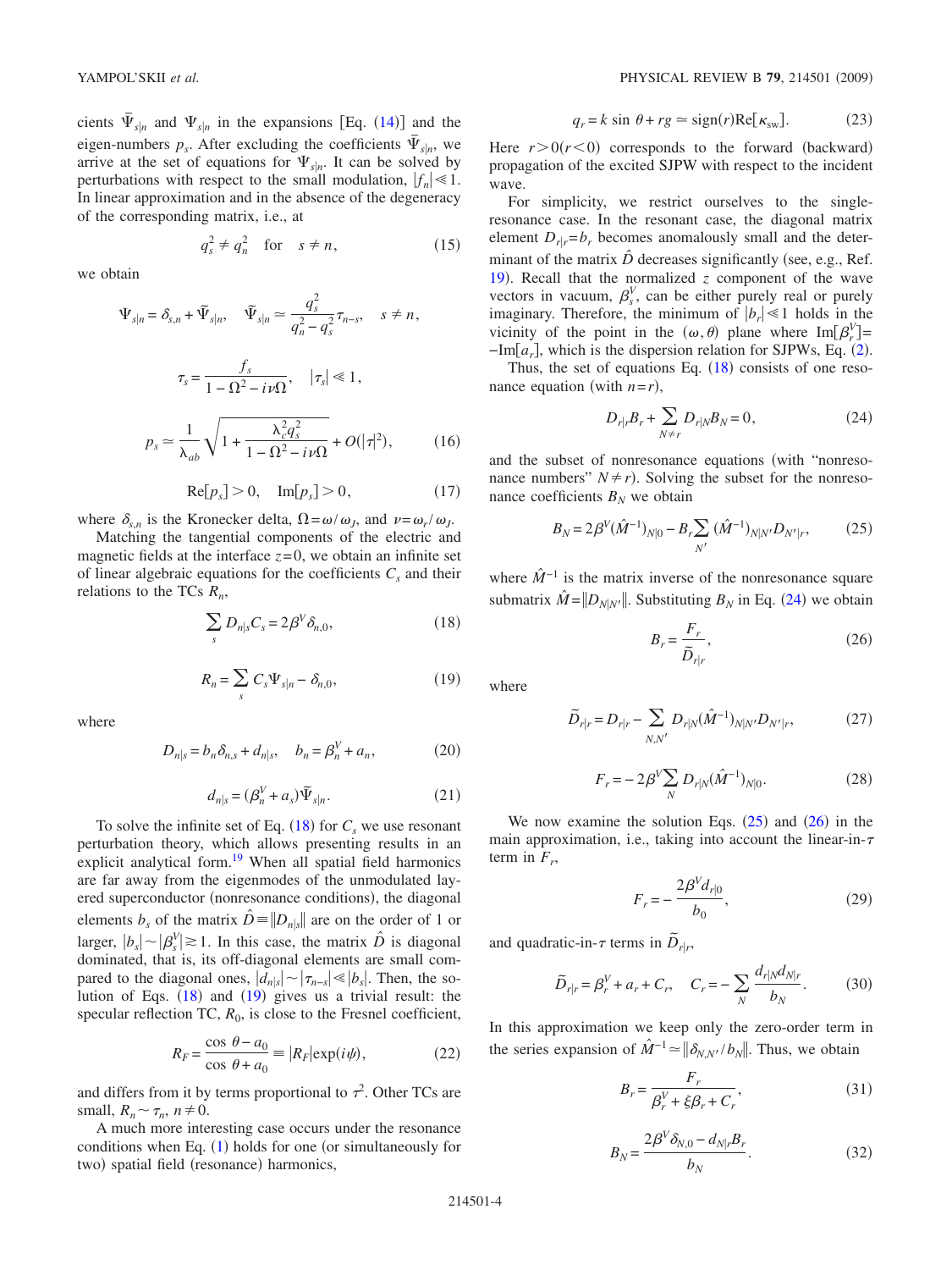cients $\bar{\Psi}_{s|n}$ and $\Psi_{s|n}$ in the expansions [Eq. (14)] and the eigen-numbers $p_s$. After excluding the coefficients $\bar{\Psi}_{s|n}$, we arrive at the set of equations for $\Psi_{s|n}$. It can be solved by perturbations with respect to the small modulation, $|f_n| \ll 1$. In linear approximation and in the absence of the degeneracy of the corresponding matrix, i.e., at

$$q_s^2 \neq q_n^2 \quad \text{for} \quad s \neq n, \tag{15}$$

we obtain

$$\Psi_{s|n} = \delta_{s,n} + \tilde{\Psi}_{s|n}, \quad \tilde{\Psi}_{s|n} \simeq \frac{q_s^2}{q_n^2 - q_s^2}\tau_{n-s}, \quad s \neq n,$$

$$\tau_s = \frac{f_s}{1 - \Omega^2 - i\nu\Omega}, \quad |\tau_s| \ll 1,$$

$$p_s \simeq \frac{1}{\lambda_{ab}}\sqrt{1 + \frac{\lambda_c^2 q_s^2}{1 - \Omega^2 - i\nu\Omega}} + O(|\tau|^2), \tag{16}$$

$$\mathrm{Re}[p_s] > 0, \quad \mathrm{Im}[p_s] > 0, \tag{17}$$

where $\delta_{s,n}$ is the Kronecker delta, $\Omega = \omega/\omega_J$, and $\nu = \omega_r/\omega_J$.

Matching the tangential components of the electric and magnetic fields at the interface $z=0$, we obtain an infinite set of linear algebraic equations for the coefficients $C_s$ and their relations to the TCs $R_n$,

$$\sum_s D_{n|s} C_s = 2\beta^V \delta_{n,0}, \tag{18}$$

$$R_n = \sum_s C_s \Psi_{s|n} - \delta_{n,0}, \tag{19}$$

where

$$D_{n|s} = b_n \delta_{n,s} + d_{n|s}, \quad b_n = \beta_n^V + a_n, \tag{20}$$

$$d_{n|s} = (\beta_n^V + a_s)\tilde{\Psi}_{s|n}. \tag{21}$$

To solve the infinite set of Eq. (18) for $C_s$ we use resonant perturbation theory, which allows presenting results in an explicit analytical form.[19] When all spatial field harmonics are far away from the eigenmodes of the unmodulated layered superconductor (nonresonance conditions), the diagonal elements $b_s$ of the matrix $\hat{D} \equiv \|D_{n|s}\|$ are on the order of 1 or larger, $|b_s| \sim |\beta_s^V| \gtrsim 1$. In this case, the matrix $\hat{D}$ is diagonal dominated, that is, its off-diagonal elements are small compared to the diagonal ones, $|d_{n|s}| \sim |\tau_{n-s}| \ll |b_s|$. Then, the solution of Eqs. (18) and (19) gives us a trivial result: the specular reflection TC, $R_0$, is close to the Fresnel coefficient,

$$R_F = \frac{\cos\theta - a_0}{\cos\theta + a_0} \equiv |R_F|\exp(i\psi), \tag{22}$$

and differs from it by terms proportional to $\tau^2$. Other TCs are small, $R_n \sim \tau_n$, $n \neq 0$.

A much more interesting case occurs under the resonance conditions when Eq. (1) holds for one (or simultaneously for two) spatial field (resonance) harmonics,

$$q_r = k\sin\theta + rg \simeq \mathrm{sign}(r)\mathrm{Re}[\kappa_{\mathrm{sw}}]. \tag{23}$$

Here $r > 0 (r < 0)$ corresponds to the forward (backward) propagation of the excited SJPW with respect to the incident wave.

For simplicity, we restrict ourselves to the single-resonance case. In the resonant case, the diagonal matrix element $D_{r|r} = b_r$ becomes anomalously small and the determinant of the matrix $\hat{D}$ decreases significantly (see, e.g., Ref. 19). Recall that the normalized $z$ component of the wave vectors in vacuum, $\beta_s^V$, can be either purely real or purely imaginary. Therefore, the minimum of $|b_r| \ll 1$ holds in the vicinity of the point in the $(\omega, \theta)$ plane where $\mathrm{Im}[\beta_r^V] = -\mathrm{Im}[a_r]$, which is the dispersion relation for SJPWs, Eq. (2).

Thus, the set of equations Eq. (18) consists of one resonance equation (with $n=r$),

$$D_{r|r} B_r + \sum_{N \neq r} D_{r|N} B_N = 0, \tag{24}$$

and the subset of nonresonance equations (with "nonresonance numbers" $N \neq r$). Solving the subset for the nonresonance coefficients $B_N$ we obtain

$$B_N = 2\beta^V (\hat{M}^{-1})_{N|0} - B_r \sum_{N'} (\hat{M}^{-1})_{N|N'} D_{N'|r}, \tag{25}$$

where $\hat{M}^{-1}$ is the matrix inverse of the nonresonance square submatrix $\hat{M} = \|D_{N|N'}\|$. Substituting $B_N$ in Eq. (24) we obtain

$$B_r = \frac{F_r}{\tilde{D}_{r|r}}, \tag{26}$$

where

$$\tilde{D}_{r|r} = D_{r|r} - \sum_{N,N'} D_{r|N} (\hat{M}^{-1})_{N|N'} D_{N'|r}, \tag{27}$$

$$F_r = -2\beta^V \sum_N D_{r|N} (\hat{M}^{-1})_{N|0}. \tag{28}$$

We now examine the solution Eqs. (25) and (26) in the main approximation, i.e., taking into account the linear-in-$\tau$ term in $F_r$,

$$F_r = -\frac{2\beta^V d_{r|0}}{b_0}, \tag{29}$$

and quadratic-in-$\tau$ terms in $\tilde{D}_{r|r}$,

$$\tilde{D}_{r|r} = \beta_r^V + a_r + C_r, \quad C_r = -\sum_N \frac{d_{r|N} d_{N|r}}{b_N}. \tag{30}$$

In this approximation we keep only the zero-order term in the series expansion of $\hat{M}^{-1} \simeq \|\delta_{N,N'}/b_N\|$. Thus, we obtain

$$B_r = \frac{F_r}{\beta_r^V + \xi\beta_r + C_r}, \tag{31}$$

$$B_N = \frac{2\beta^V \delta_{N,0} - d_{N|r} B_r}{b_N}. \tag{32}$$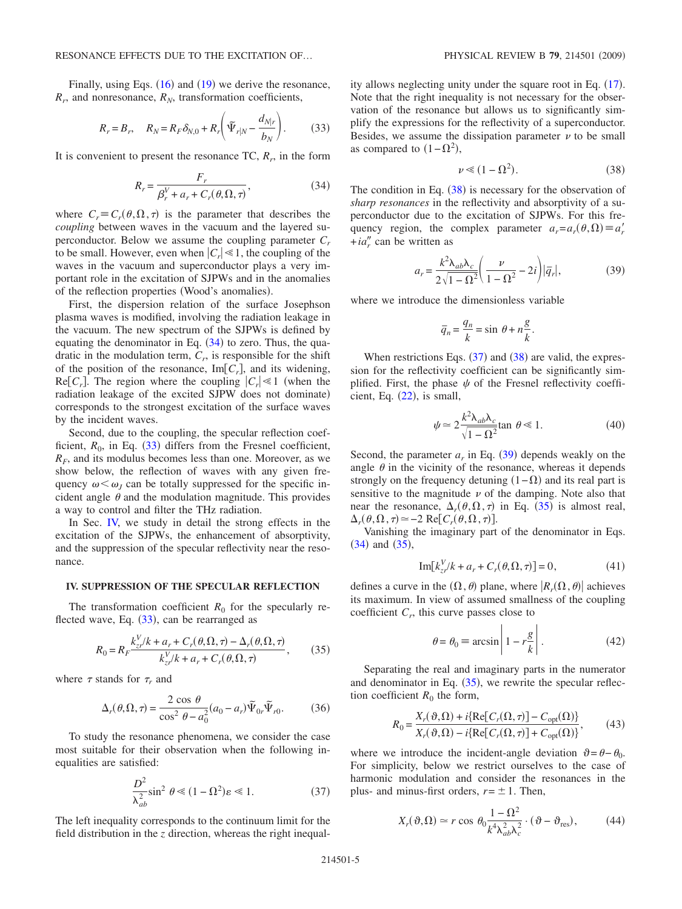Finally, using Eqs. (16) and (19) we derive the resonance, $R_r$, and nonresonance, $R_N$, transformation coefficients,

$$R_r = B_r, \quad R_N = R_F \delta_{N,0} + R_r \left( \tilde{\Psi}_{r|N} - \frac{d_{N|r}}{b_N} \right). \tag{33}$$

It is convenient to present the resonance TC, $R_r$, in the form

$$R_r = \frac{F_r}{\beta_r^V + a_r + C_r(\theta, \Omega, \tau)}, \tag{34}$$

where $C_r \equiv C_r(\theta, \Omega, \tau)$ is the parameter that describes the *coupling* between waves in the vacuum and the layered superconductor. Below we assume the coupling parameter $C_r$ to be small. However, even when $|C_r| \ll 1$, the coupling of the waves in the vacuum and superconductor plays a very important role in the excitation of SJPWs and in the anomalies of the reflection properties (Wood's anomalies).

First, the dispersion relation of the surface Josephson plasma waves is modified, involving the radiation leakage in the vacuum. The new spectrum of the SJPWs is defined by equating the denominator in Eq. (34) to zero. Thus, the quadratic in the modulation term, $C_r$, is responsible for the shift of the position of the resonance, $\text{Im}[C_r]$, and its widening, $\text{Re}[C_r]$. The region where the coupling $|C_r| \ll 1$ (when the radiation leakage of the excited SJPW does not dominate) corresponds to the strongest excitation of the surface waves by the incident waves.

Second, due to the coupling, the specular reflection coefficient, $R_0$, in Eq. (33) differs from the Fresnel coefficient, $R_F$, and its modulus becomes less than one. Moreover, as we show below, the reflection of waves with any given frequency $\omega < \omega_J$ can be totally suppressed for the specific incident angle $\theta$ and the modulation magnitude. This provides a way to control and filter the THz radiation.

In Sec. IV, we study in detail the strong effects in the excitation of the SJPWs, the enhancement of absorptivity, and the suppression of the specular reflectivity near the resonance.

## IV. SUPPRESSION OF THE SPECULAR REFLECTION

The transformation coefficient $R_0$ for the specularly reflected wave, Eq. (33), can be rearranged as

$$R_0 = R_F \frac{k_{zr}^V/k + a_r + C_r(\theta, \Omega, \tau) - \Delta_r(\theta, \Omega, \tau)}{k_{zr}^V/k + a_r + C_r(\theta, \Omega, \tau)}, \tag{35}$$

where $\tau$ stands for $\tau_r$ and

$$\Delta_r(\theta, \Omega, \tau) = \frac{2 \cos \theta}{\cos^2 \theta - a_0^2} (a_0 - a_r) \tilde{\Psi}_{0r} \tilde{\Psi}_{r0}. \tag{36}$$

To study the resonance phenomena, we consider the case most suitable for their observation when the following inequalities are satisfied:

$$\frac{D^2}{\lambda_{ab}^2} \sin^2 \theta \ll (1 - \Omega^2)\varepsilon \ll 1. \tag{37}$$

The left inequality corresponds to the continuum limit for the field distribution in the $z$ direction, whereas the right inequality allows neglecting unity under the square root in Eq. (17). Note that the right inequality is not necessary for the observation of the resonance but allows us to significantly simplify the expressions for the reflectivity of a superconductor. Besides, we assume the dissipation parameter $\nu$ to be small as compared to $(1 - \Omega^2)$,

$$\nu \ll (1 - \Omega^2). \tag{38}$$

The condition in Eq. (38) is necessary for the observation of *sharp resonances* in the reflectivity and absorptivity of a superconductor due to the excitation of SJPWs. For this frequency region, the complex parameter $a_r = a_r(\theta, \Omega) \equiv a_r' + i a_r''$ can be written as

$$a_r = \frac{k^2 \lambda_{ab} \lambda_c}{2\sqrt{1 - \Omega^2}} \left( \frac{\nu}{1 - \Omega^2} - 2i \right) |\bar{q}_r|, \tag{39}$$

where we introduce the dimensionless variable

$$\bar{q}_n = \frac{q_n}{k} = \sin \theta + n \frac{g}{k}.$$

When restrictions Eqs. (37) and (38) are valid, the expression for the reflectivity coefficient can be significantly simplified. First, the phase $\psi$ of the Fresnel reflectivity coefficient, Eq. (22), is small,

$$\psi \simeq 2 \frac{k^2 \lambda_{ab} \lambda_c}{\sqrt{1 - \Omega^2}} \tan \theta \ll 1. \tag{40}$$

Second, the parameter $a_r$ in Eq. (39) depends weakly on the angle $\theta$ in the vicinity of the resonance, whereas it depends strongly on the frequency detuning $(1 - \Omega)$ and its real part is sensitive to the magnitude $\nu$ of the damping. Note also that near the resonance, $\Delta_r(\theta, \Omega, \tau)$ in Eq. (35) is almost real, $\Delta_r(\theta, \Omega, \tau) \simeq -2\,\text{Re}[C_r(\theta, \Omega, \tau)]$.

Vanishing the imaginary part of the denominator in Eqs. (34) and (35),

$$\text{Im}[k_{zr}^V/k + a_r + C_r(\theta, \Omega, \tau)] = 0, \tag{41}$$

defines a curve in the $(\Omega, \theta)$ plane, where $|R_r(\Omega, \theta)|$ achieves its maximum. In view of assumed smallness of the coupling coefficient $C_r$, this curve passes close to

$$\theta = \theta_0 \equiv \arcsin \left| 1 - r \frac{g}{k} \right|. \tag{42}$$

Separating the real and imaginary parts in the numerator and denominator in Eq. (35), we rewrite the specular reflection coefficient $R_0$ the form,

$$R_0 = \frac{X_r(\vartheta, \Omega) + i\{\text{Re}[C_r(\Omega, \tau)] - C_{\text{opt}}(\Omega)\}}{X_r(\vartheta, \Omega) - i\{\text{Re}[C_r(\Omega, \tau)] + C_{\text{opt}}(\Omega)\}}, \tag{43}$$

where we introduce the incident-angle deviation $\vartheta = \theta - \theta_0$. For simplicity, below we restrict ourselves to the case of harmonic modulation and consider the resonances in the plus- and minus-first orders, $r = \pm 1$. Then,

$$X_r(\vartheta, \Omega) \simeq r \cos \theta_0 \frac{1 - \Omega^2}{k^4 \lambda_{ab}^2 \lambda_c^2} \cdot (\vartheta - \vartheta_{\text{res}}), \tag{44}$$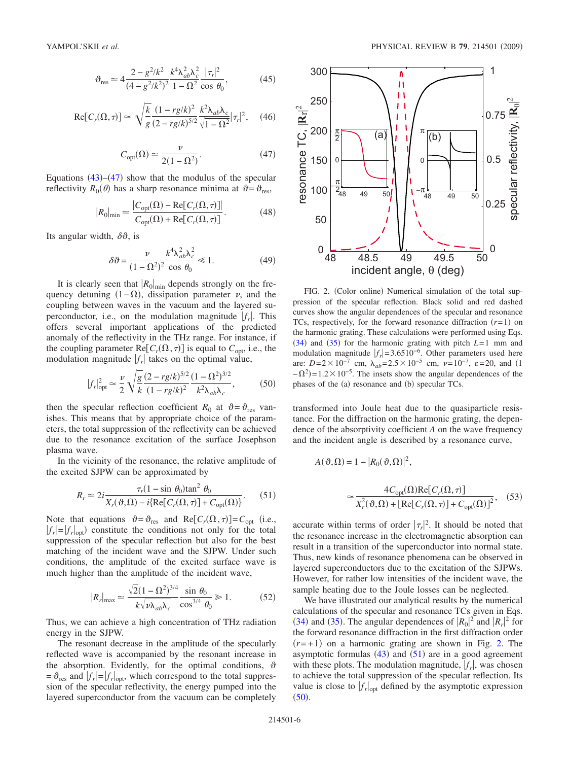$$\vartheta_{\text{res}} \simeq 4\frac{2-g^2/k^2}{(4-g^2/k^2)^2}\frac{k^4\lambda_{ab}^2\lambda_c^2}{1-\Omega^2}\frac{|\tau_r|^2}{\cos\theta_0}, \tag{45}$$

$$\text{Re}[C_r(\Omega,\tau)] \simeq \sqrt{\frac{k}{g}}\frac{(1-rg/k)^2}{(2-rg/k)^{5/2}}\frac{k^2\lambda_{ab}\lambda_c}{\sqrt{1-\Omega^2}}|\tau_r|^2, \tag{46}$$

$$C_{\text{opt}}(\Omega) \simeq \frac{\nu}{2(1-\Omega^2)}. \tag{47}$$

Equations (43)–(47) show that the modulus of the specular reflectivity $R_0(\theta)$ has a sharp resonance minima at $\vartheta=\vartheta_{\text{res}}$,

$$|R_0|_{\text{min}} \simeq \frac{|C_{\text{opt}}(\Omega)-\text{Re}[C_r(\Omega,\tau)]|}{C_{\text{opt}}(\Omega)+\text{Re}[C_r(\Omega,\tau)]}. \tag{48}$$

Its angular width, $\delta\vartheta$, is

$$\delta\vartheta = \frac{\nu}{(1-\Omega^2)^2}\frac{k^4\lambda_{ab}^2\lambda_c^2}{\cos\theta_0} \ll 1. \tag{49}$$

It is clearly seen that $|R_0|_{\text{min}}$ depends strongly on the frequency detuning $(1-\Omega)$, dissipation parameter $\nu$, and the coupling between waves in the vacuum and the layered superconductor, i.e., on the modulation magnitude $|f_r|$. This offers several important applications of the predicted anomaly of the reflectivity in the THz range. For instance, if the coupling parameter $\text{Re}[C_r(\Omega,\tau)]$ is equal to $C_{\text{opt}}$, i.e., the modulation magnitude $|f_r|$ takes on the optimal value,

$$|f_r|^2_{\text{opt}} \simeq \frac{\nu}{2}\sqrt{\frac{g}{k}}\frac{(2-rg/k)^{5/2}}{(1-rg/k)^2}\frac{(1-\Omega^2)^{3/2}}{k^2\lambda_{ab}\lambda_c}, \tag{50}$$

then the specular reflection coefficient $R_0$ at $\vartheta=\vartheta_{\text{res}}$ vanishes. This means that by appropriate choice of the parameters, the total suppression of the reflectivity can be achieved due to the resonance excitation of the surface Josephson plasma wave.

In the vicinity of the resonance, the relative amplitude of the excited SJPW can be approximated by

$$R_r \simeq 2i\frac{\tau_r(1-\sin\theta_0)\tan^2\theta_0}{X_r(\vartheta,\Omega)-i\{\text{Re}[C_r(\Omega,\tau)]+C_{\text{opt}}(\Omega)\}}. \tag{51}$$

Note that equations $\vartheta=\vartheta_{\text{res}}$ and $\text{Re}[C_r(\Omega,\tau)]=C_{\text{opt}}$ (i.e., $|f_r|=|f_r|_{\text{opt}}$) constitute the conditions not only for the total suppression of the specular reflection but also for the best matching of the incident wave and the SJPW. Under such conditions, the amplitude of the excited surface wave is much higher than the amplitude of the incident wave,

$$|R_r|_{\text{max}} \simeq \frac{\sqrt{2}(1-\Omega^2)^{3/4}}{k\sqrt{\nu\lambda_{ab}\lambda_c}}\frac{\sin\theta_0}{\cos^{3/4}\theta_0} \gg 1. \tag{52}$$

Thus, we can achieve a high concentration of THz radiation energy in the SJPW.

The resonant decrease in the amplitude of the specularly reflected wave is accompanied by the resonant increase in the absorption. Evidently, for the optimal conditions, $\vartheta=\vartheta_{\text{res}}$ and $|f_r|=|f_r|_{\text{opt}}$, which correspond to the total suppression of the specular reflectivity, the energy pumped into the layered superconductor from the vacuum can be completely transformed into Joule heat due to the quasiparticle resistance. For the diffraction on the harmonic grating, the dependence of the absorptivity coefficient $A$ on the wave frequency and the incident angle is described by a resonance curve,

$$A(\vartheta,\Omega) = 1-|R_0(\vartheta,\Omega)|^2,$$

$$\simeq \frac{4C_{\text{opt}}(\Omega)\text{Re}[C_r(\Omega,\tau)]}{X_r^2(\vartheta,\Omega)+[\text{Re}[C_r(\Omega,\tau)]+C_{\text{opt}}(\Omega)]^2}, \tag{53}$$

accurate within terms of order $|\tau_r|^2$. It should be noted that the resonance increase in the electromagnetic absorption can result in a transition of the superconductor into normal state. Thus, new kinds of resonance phenomena can be observed in layered superconductors due to the excitation of the SJPWs. However, for rather low intensities of the incident wave, the sample heating due to the Joule losses can be neglected.

We have illustrated our analytical results by the numerical calculations of the specular and resonance TCs given in Eqs. (34) and (35). The angular dependences of $|R_0|^2$ and $|R_r|^2$ for the forward resonance diffraction in the first diffraction order $(r=+1)$ on a harmonic grating are shown in Fig. 2. The asymptotic formulas (43) and (51) are in a good agreement with these plots. The modulation magnitude, $|f_r|$, was chosen to achieve the total suppression of the specular reflection. Its value is close to $|f_r|_{\text{opt}}$ defined by the asymptotic expression (50).

FIG. 2. (Color online) Numerical simulation of the total suppression of the specular reflection. Black solid and red dashed curves show the angular dependences of the specular and resonance TCs, respectively, for the forward resonance diffraction $(r=1)$ on the harmonic grating. These calculations were performed using Eqs. (34) and (35) for the harmonic grating with pitch $L=1$ mm and modulation magnitude $|f_r|=3.6510^{-6}$. Other parameters used here are: $D=2\times10^{-7}$ cm, $\lambda_{ab}=2.5\times10^{-5}$ cm, $\nu=10^{-7}$, $\varepsilon=20$, and $(1-\Omega^2)=1.2\times10^{-5}$. The insets show the angular dependences of the phases of the (a) resonance and (b) specular TCs.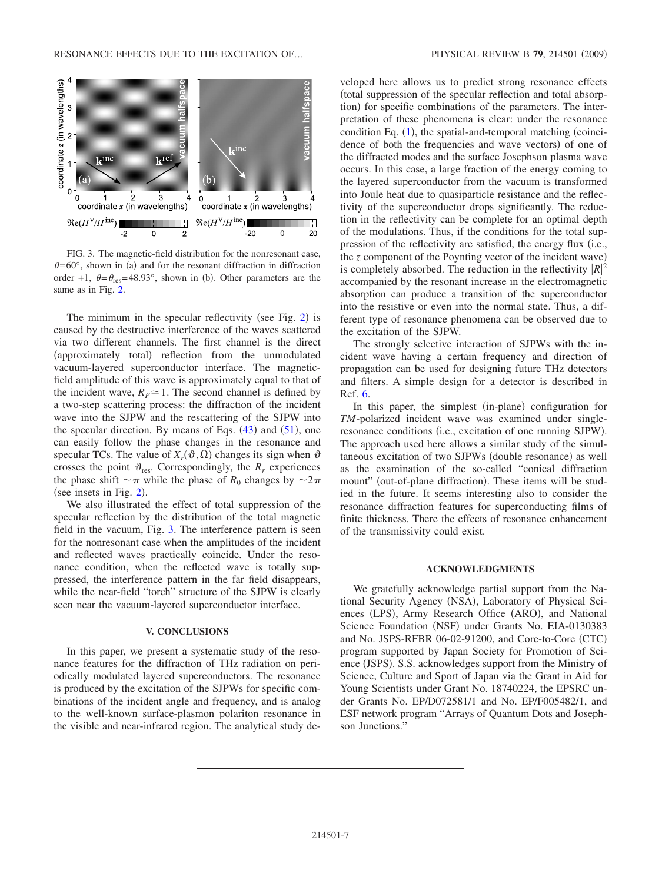coordinate $z$ (in wavelengths)

4
3
2
1
0

0 1 2 3 4

coordinate $x$ (in wavelengths)

$\mathbf{k}^{\rm inc}$

$\mathbf{k}^{\rm ref}$

vacuum halfspace

(a)

$\Re(H^{\rm V}/H^{\rm inc})$

-2 0 2

0 1 2 3 4

coordinate $x$ (in wavelengths)

$\mathbf{k}^{\rm inc}$

vacuum halfspace

(b)

$\Re(H^{\rm V}/H^{\rm inc})$

-20 0 20

FIG. 3. The magnetic-field distribution for the nonresonant case, $\theta=60°$, shown in (a) and for the resonant diffraction in diffraction order +1, $\theta=\theta_{\rm res}=48.93°$, shown in (b). Other parameters are the same as in Fig. 2.

The minimum in the specular reflectivity (see Fig. 2) is caused by the destructive interference of the waves scattered via two different channels. The first channel is the direct (approximately total) reflection from the unmodulated vacuum-layered superconductor interface. The magnetic-field amplitude of this wave is approximately equal to that of the incident wave, $R_F \simeq 1$. The second channel is defined by a two-step scattering process: the diffraction of the incident wave into the SJPW and the rescattering of the SJPW into the specular direction. By means of Eqs. (43) and (51), one can easily follow the phase changes in the resonance and specular TCs. The value of $X_r(\vartheta,\Omega)$ changes its sign when $\vartheta$ crosses the point $\vartheta_{\rm res}$. Correspondingly, the $R_r$ experiences the phase shift $\sim\pi$ while the phase of $R_0$ changes by $\sim 2\pi$ (see insets in Fig. 2).

We also illustrated the effect of total suppression of the specular reflection by the distribution of the total magnetic field in the vacuum, Fig. 3. The interference pattern is seen for the nonresonant case when the amplitudes of the incident and reflected waves practically coincide. Under the resonance condition, when the reflected wave is totally suppressed, the interference pattern in the far field disappears, while the near-field "torch" structure of the SJPW is clearly seen near the vacuum-layered superconductor interface.

## V. CONCLUSIONS

In this paper, we present a systematic study of the resonance features for the diffraction of THz radiation on periodically modulated layered superconductors. The resonance is produced by the excitation of the SJPWs for specific combinations of the incident angle and frequency, and is analog to the well-known surface-plasmon polariton resonance in the visible and near-infrared region. The analytical study developed here allows us to predict strong resonance effects (total suppression of the specular reflection and total absorption) for specific combinations of the parameters. The interpretation of these phenomena is clear: under the resonance condition Eq. (1), the spatial-and-temporal matching (coincidence of both the frequencies and wave vectors) of one of the diffracted modes and the surface Josephson plasma wave occurs. In this case, a large fraction of the energy coming to the layered superconductor from the vacuum is transformed into Joule heat due to quasiparticle resistance and the reflectivity of the superconductor drops significantly. The reduction in the reflectivity can be complete for an optimal depth of the modulations. Thus, if the conditions for the total suppression of the reflectivity are satisfied, the energy flux (i.e., the $z$ component of the Poynting vector of the incident wave) is completely absorbed. The reduction in the reflectivity $|R|^2$ accompanied by the resonant increase in the electromagnetic absorption can produce a transition of the superconductor into the resistive or even into the normal state. Thus, a different type of resonance phenomena can be observed due to the excitation of the SJPW.

The strongly selective interaction of SJPWs with the incident wave having a certain frequency and direction of propagation can be used for designing future THz detectors and filters. A simple design for a detector is described in Ref. 6.

In this paper, the simplest (in-plane) configuration for *TM*-polarized incident wave was examined under single-resonance conditions (i.e., excitation of one running SJPW). The approach used here allows a similar study of the simultaneous excitation of two SJPWs (double resonance) as well as the examination of the so-called "conical diffraction mount" (out-of-plane diffraction). These items will be studied in the future. It seems interesting also to consider the resonance diffraction features for superconducting films of finite thickness. There the effects of resonance enhancement of the transmissivity could exist.

## ACKNOWLEDGMENTS

We gratefully acknowledge partial support from the National Security Agency (NSA), Laboratory of Physical Sciences (LPS), Army Research Office (ARO), and National Science Foundation (NSF) under Grants No. EIA-0130383 and No. JSPS-RFBR 06-02-91200, and Core-to-Core (CTC) program supported by Japan Society for Promotion of Science (JSPS). S.S. acknowledges support from the Ministry of Science, Culture and Sport of Japan via the Grant in Aid for Young Scientists under Grant No. 18740224, the EPSRC under Grants No. EP/D072581/1 and No. EP/F005482/1, and ESF network program "Arrays of Quantum Dots and Josephson Junctions."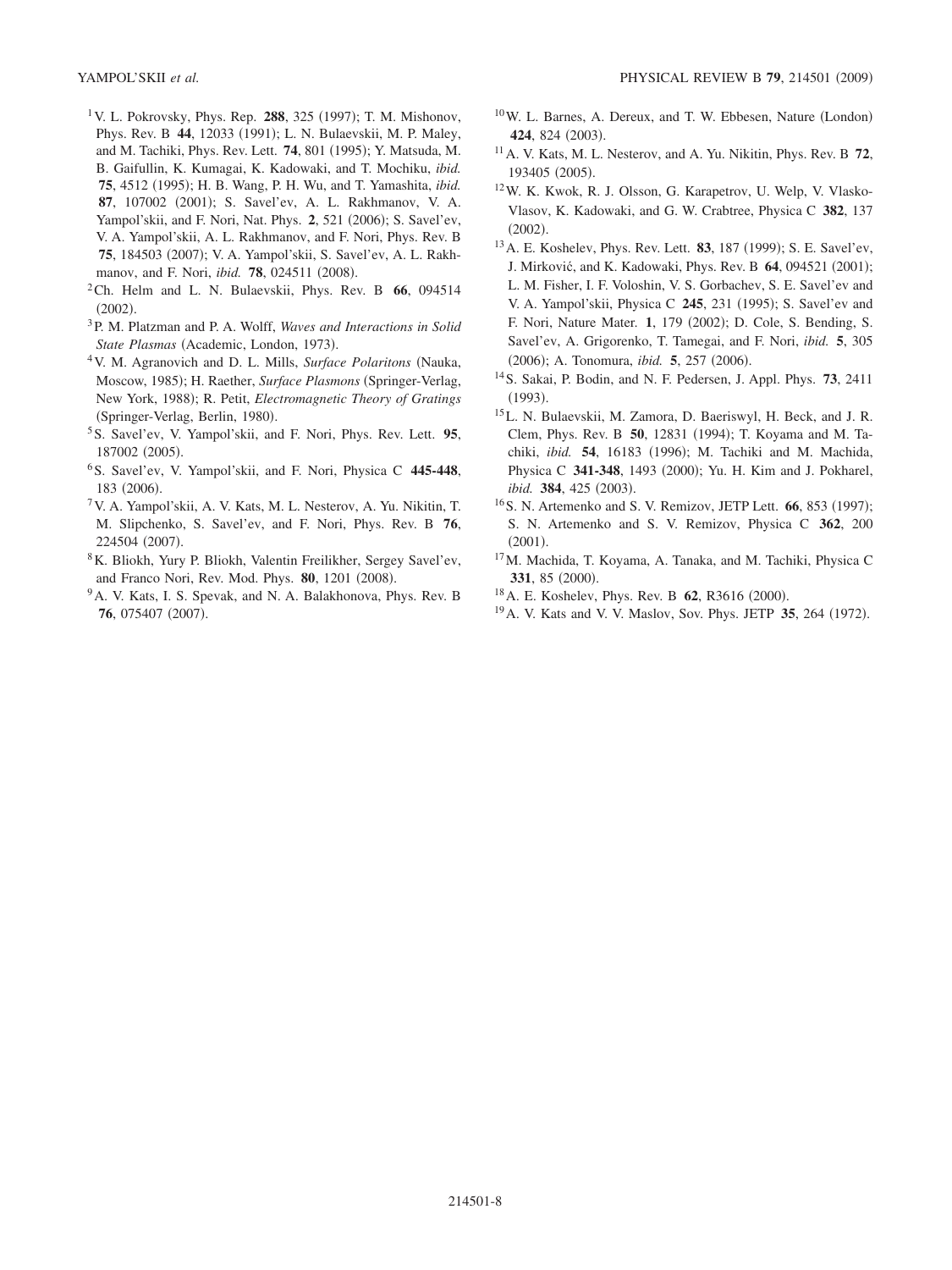[1] V. L. Pokrovsky, Phys. Rep. **288**, 325 (1997); T. M. Mishonov, Phys. Rev. B **44**, 12033 (1991); L. N. Bulaevskii, M. P. Maley, and M. Tachiki, Phys. Rev. Lett. **74**, 801 (1995); Y. Matsuda, M. B. Gaifullin, K. Kumagai, K. Kadowaki, and T. Mochiku, *ibid.* **75**, 4512 (1995); H. B. Wang, P. H. Wu, and T. Yamashita, *ibid.* **87**, 107002 (2001); S. Savel'ev, A. L. Rakhmanov, V. A. Yampol'skii, and F. Nori, Nat. Phys. **2**, 521 (2006); S. Savel'ev, V. A. Yampol'skii, A. L. Rakhmanov, and F. Nori, Phys. Rev. B **75**, 184503 (2007); V. A. Yampol'skii, S. Savel'ev, A. L. Rakhmanov, and F. Nori, *ibid.* **78**, 024511 (2008).

[2] Ch. Helm and L. N. Bulaevskii, Phys. Rev. B **66**, 094514 (2002).

[3] P. M. Platzman and P. A. Wolff, *Waves and Interactions in Solid State Plasmas* (Academic, London, 1973).

[4] V. M. Agranovich and D. L. Mills, *Surface Polaritons* (Nauka, Moscow, 1985); H. Raether, *Surface Plasmons* (Springer-Verlag, New York, 1988); R. Petit, *Electromagnetic Theory of Gratings* (Springer-Verlag, Berlin, 1980).

[5] S. Savel'ev, V. Yampol'skii, and F. Nori, Phys. Rev. Lett. **95**, 187002 (2005).

[6] S. Savel'ev, V. Yampol'skii, and F. Nori, Physica C **445-448**, 183 (2006).

[7] V. A. Yampol'skii, A. V. Kats, M. L. Nesterov, A. Yu. Nikitin, T. M. Slipchenko, S. Savel'ev, and F. Nori, Phys. Rev. B **76**, 224504 (2007).

[8] K. Bliokh, Yury P. Bliokh, Valentin Freilikher, Sergey Savel'ev, and Franco Nori, Rev. Mod. Phys. **80**, 1201 (2008).

[9] A. V. Kats, I. S. Spevak, and N. A. Balakhonova, Phys. Rev. B **76**, 075407 (2007).

[10] W. L. Barnes, A. Dereux, and T. W. Ebbesen, Nature (London) **424**, 824 (2003).

[11] A. V. Kats, M. L. Nesterov, and A. Yu. Nikitin, Phys. Rev. B **72**, 193405 (2005).

[12] W. K. Kwok, R. J. Olsson, G. Karapetrov, U. Welp, V. Vlasko-Vlasov, K. Kadowaki, and G. W. Crabtree, Physica C **382**, 137 (2002).

[13] A. E. Koshelev, Phys. Rev. Lett. **83**, 187 (1999); S. E. Savel'ev, J. Mirković, and K. Kadowaki, Phys. Rev. B **64**, 094521 (2001); L. M. Fisher, I. F. Voloshin, V. S. Gorbachev, S. E. Savel'ev and V. A. Yampol'skii, Physica C **245**, 231 (1995); S. Savel'ev and F. Nori, Nature Mater. **1**, 179 (2002); D. Cole, S. Bending, S. Savel'ev, A. Grigorenko, T. Tamegai, and F. Nori, *ibid.* **5**, 305 (2006); A. Tonomura, *ibid.* **5**, 257 (2006).

[14] S. Sakai, P. Bodin, and N. F. Pedersen, J. Appl. Phys. **73**, 2411 (1993).

[15] L. N. Bulaevskii, M. Zamora, D. Baeriswyl, H. Beck, and J. R. Clem, Phys. Rev. B **50**, 12831 (1994); T. Koyama and M. Tachiki, *ibid.* **54**, 16183 (1996); M. Tachiki and M. Machida, Physica C **341-348**, 1493 (2000); Yu. H. Kim and J. Pokharel, *ibid.* **384**, 425 (2003).

[16] S. N. Artemenko and S. V. Remizov, JETP Lett. **66**, 853 (1997); S. N. Artemenko and S. V. Remizov, Physica C **362**, 200 (2001).

[17] M. Machida, T. Koyama, A. Tanaka, and M. Tachiki, Physica C **331**, 85 (2000).

[18] A. E. Koshelev, Phys. Rev. B **62**, R3616 (2000).

[19] A. V. Kats and V. V. Maslov, Sov. Phys. JETP **35**, 264 (1972).